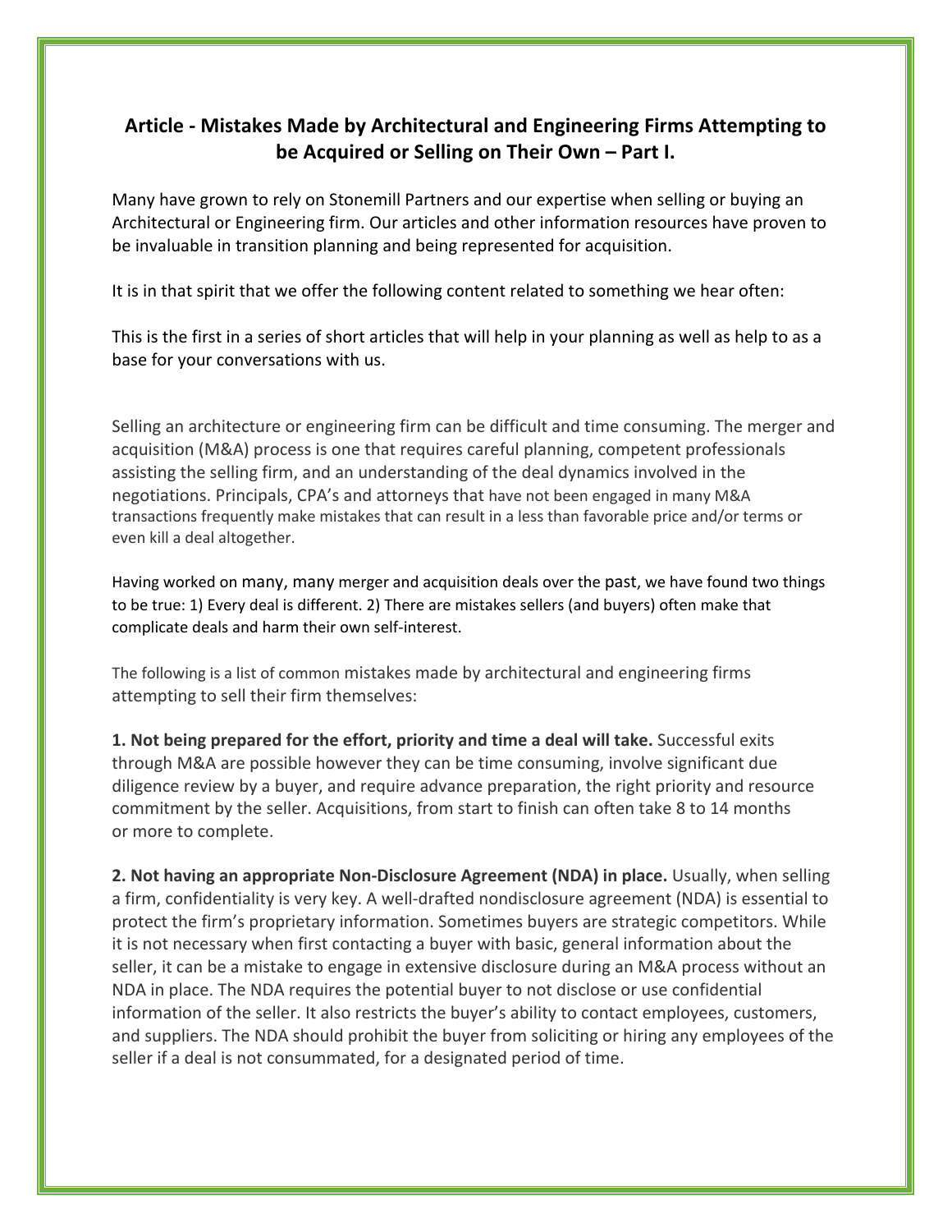## Article - Mistakes Made by Architectural and Engineering Firms Attempting to be Acquired or Selling on Their Own – Part I.

Many have grown to rely on Stonemill Partners and our expertise when selling or buying an Architectural or Engineering firm. Our articles and other information resources have proven to be invaluable in transition planning and being represented for acquisition.

It is in that spirit that we offer the following content related to something we hear often:

This is the first in a series of short articles that will help in your planning as well as help to as a base for your conversations with us.

Selling an architecture or engineering firm can be difficult and time consuming. The merger and acquisition (M&A) process is one that requires careful planning, competent professionals assisting the selling firm, and an understanding of the deal dynamics involved in the negotiations. Principals, CPA's and attorneys that have not been engaged in many M&A transactions frequently make mistakes that can result in a less than favorable price and/or terms or even kill a deal altogether.

Having worked on many, many merger and acquisition deals over the past, we have found two things to be true: 1) Every deal is different. 2) There are mistakes sellers (and buyers) often make that complicate deals and harm their own self-interest.

The following is a list of common mistakes made by architectural and engineering firms attempting to sell their firm themselves:

**1. Not being prepared for the effort, priority and time a deal will take.** Successful exits through M&A are possible however they can be time consuming, involve significant due diligence review by a buyer, and require advance preparation, the right priority and resource commitment by the seller. Acquisitions, from start to finish can often take 8 to 14 months or more to complete.

**2. Not having an appropriate Non-Disclosure Agreement (NDA) in place.** Usually, when selling a firm, confidentiality is very key. A well-drafted nondisclosure agreement (NDA) is essential to protect the firm's proprietary information. Sometimes buyers are strategic competitors. While it is not necessary when first contacting a buyer with basic, general information about the seller, it can be a mistake to engage in extensive disclosure during an M&A process without an NDA in place. The NDA requires the potential buyer to not disclose or use confidential information of the seller. It also restricts the buyer's ability to contact employees, customers, and suppliers. The NDA should prohibit the buyer from soliciting or hiring any employees of the seller if a deal is not consummated, for a designated period of time.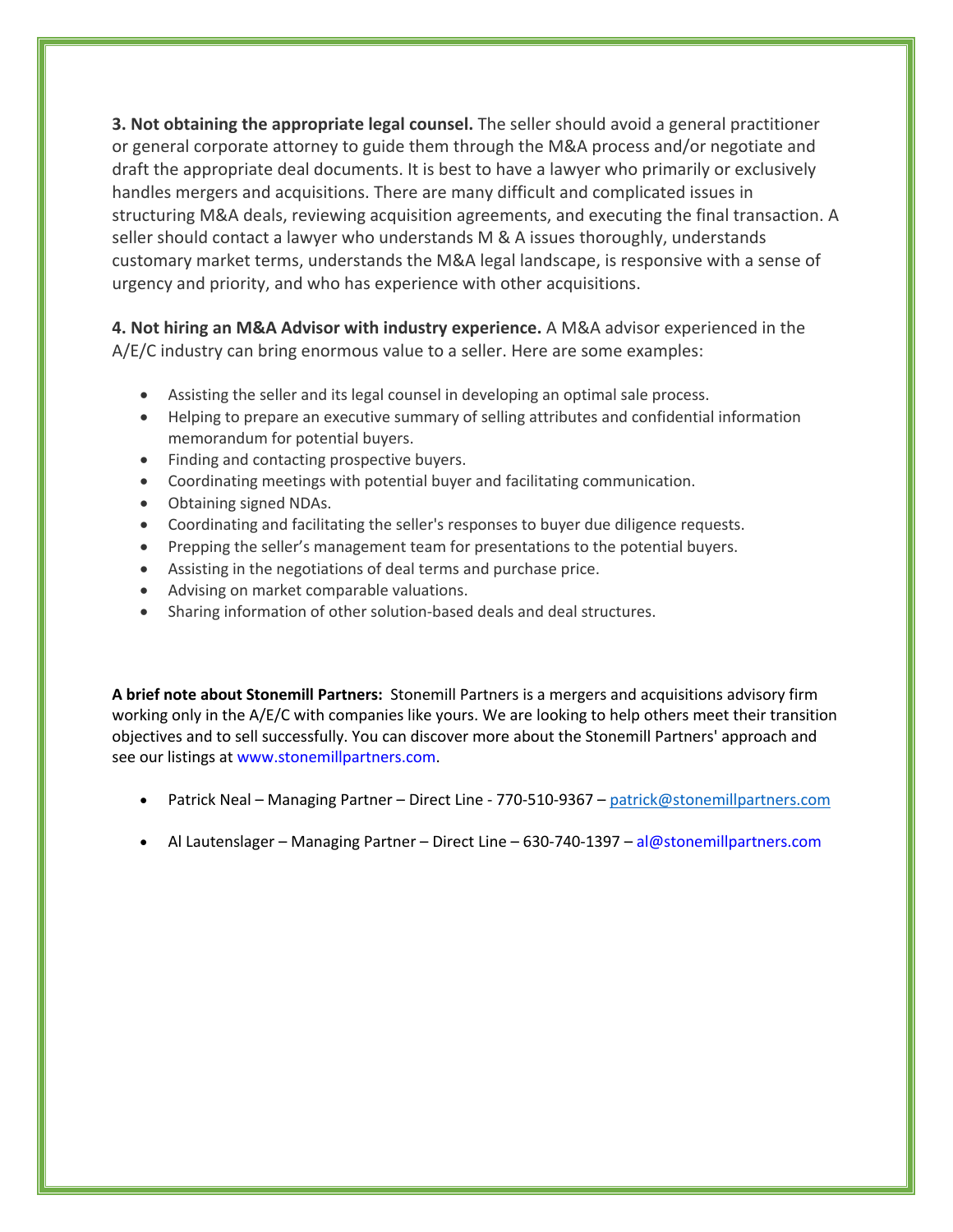**3. Not obtaining the appropriate legal counsel.** The seller should avoid a general practitioner or general corporate attorney to guide them through the M&A process and/or negotiate and draft the appropriate deal documents. It is best to have a lawyer who primarily or exclusively handles mergers and acquisitions. There are many difficult and complicated issues in structuring M&A deals, reviewing acquisition agreements, and executing the final transaction. A seller should contact a lawyer who understands M & A issues thoroughly, understands customary market terms, understands the M&A legal landscape, is responsive with a sense of urgency and priority, and who has experience with other acquisitions.

**4. Not hiring an M&A Advisor with industry experience.** A M&A advisor experienced in the A/E/C industry can bring enormous value to a seller. Here are some examples:

- Assisting the seller and its legal counsel in developing an optimal sale process.
- Helping to prepare an executive summary of selling attributes and confidential information memorandum for potential buyers.
- Finding and contacting prospective buyers.
- Coordinating meetings with potential buyer and facilitating communication.
- Obtaining signed NDAs.
- Coordinating and facilitating the seller's responses to buyer due diligence requests.
- Prepping the seller's management team for presentations to the potential buyers.
- Assisting in the negotiations of deal terms and purchase price.
- Advising on market comparable valuations.
- Sharing information of other solution-based deals and deal structures.

**A brief note about Stonemill Partners:** Stonemill Partners is a mergers and acquisitions advisory firm working only in the A/E/C with companies like yours. We are looking to help others meet their transition objectives and to sell successfully. You can discover more about the Stonemill Partners' approach and see our listings at www.stonemillpartners.com.

- Patrick Neal – Managing Partner – Direct Line - 770-510-9367 – patrick@stonemillpartners.com
- Al Lautenslager – Managing Partner – Direct Line – 630-740-1397 – al@stonemillpartners.com